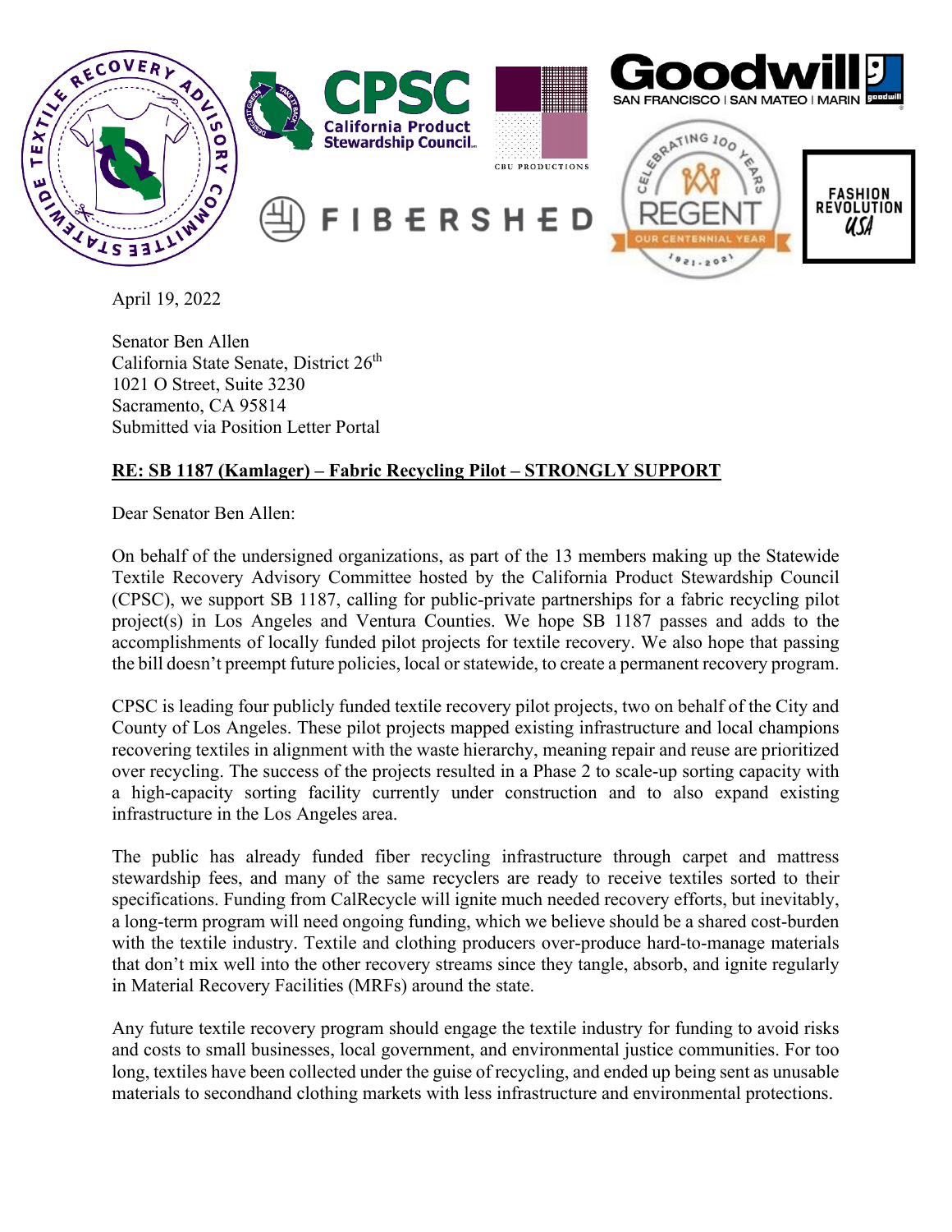April 19, 2022

Senator Ben Allen
California State Senate, District 26th
1021 O Street, Suite 3230
Sacramento, CA 95814
Submitted via Position Letter Portal

**RE: SB 1187 (Kamlager) – Fabric Recycling Pilot – STRONGLY SUPPORT**

Dear Senator Ben Allen:

On behalf of the undersigned organizations, as part of the 13 members making up the Statewide Textile Recovery Advisory Committee hosted by the California Product Stewardship Council (CPSC), we support SB 1187, calling for public-private partnerships for a fabric recycling pilot project(s) in Los Angeles and Ventura Counties. We hope SB 1187 passes and adds to the accomplishments of locally funded pilot projects for textile recovery. We also hope that passing the bill doesn't preempt future policies, local or statewide, to create a permanent recovery program.

CPSC is leading four publicly funded textile recovery pilot projects, two on behalf of the City and County of Los Angeles. These pilot projects mapped existing infrastructure and local champions recovering textiles in alignment with the waste hierarchy, meaning repair and reuse are prioritized over recycling. The success of the projects resulted in a Phase 2 to scale-up sorting capacity with a high-capacity sorting facility currently under construction and to also expand existing infrastructure in the Los Angeles area.

The public has already funded fiber recycling infrastructure through carpet and mattress stewardship fees, and many of the same recyclers are ready to receive textiles sorted to their specifications. Funding from CalRecycle will ignite much needed recovery efforts, but inevitably, a long-term program will need ongoing funding, which we believe should be a shared cost-burden with the textile industry. Textile and clothing producers over-produce hard-to-manage materials that don't mix well into the other recovery streams since they tangle, absorb, and ignite regularly in Material Recovery Facilities (MRFs) around the state.

Any future textile recovery program should engage the textile industry for funding to avoid risks and costs to small businesses, local government, and environmental justice communities. For too long, textiles have been collected under the guise of recycling, and ended up being sent as unusable materials to secondhand clothing markets with less infrastructure and environmental protections.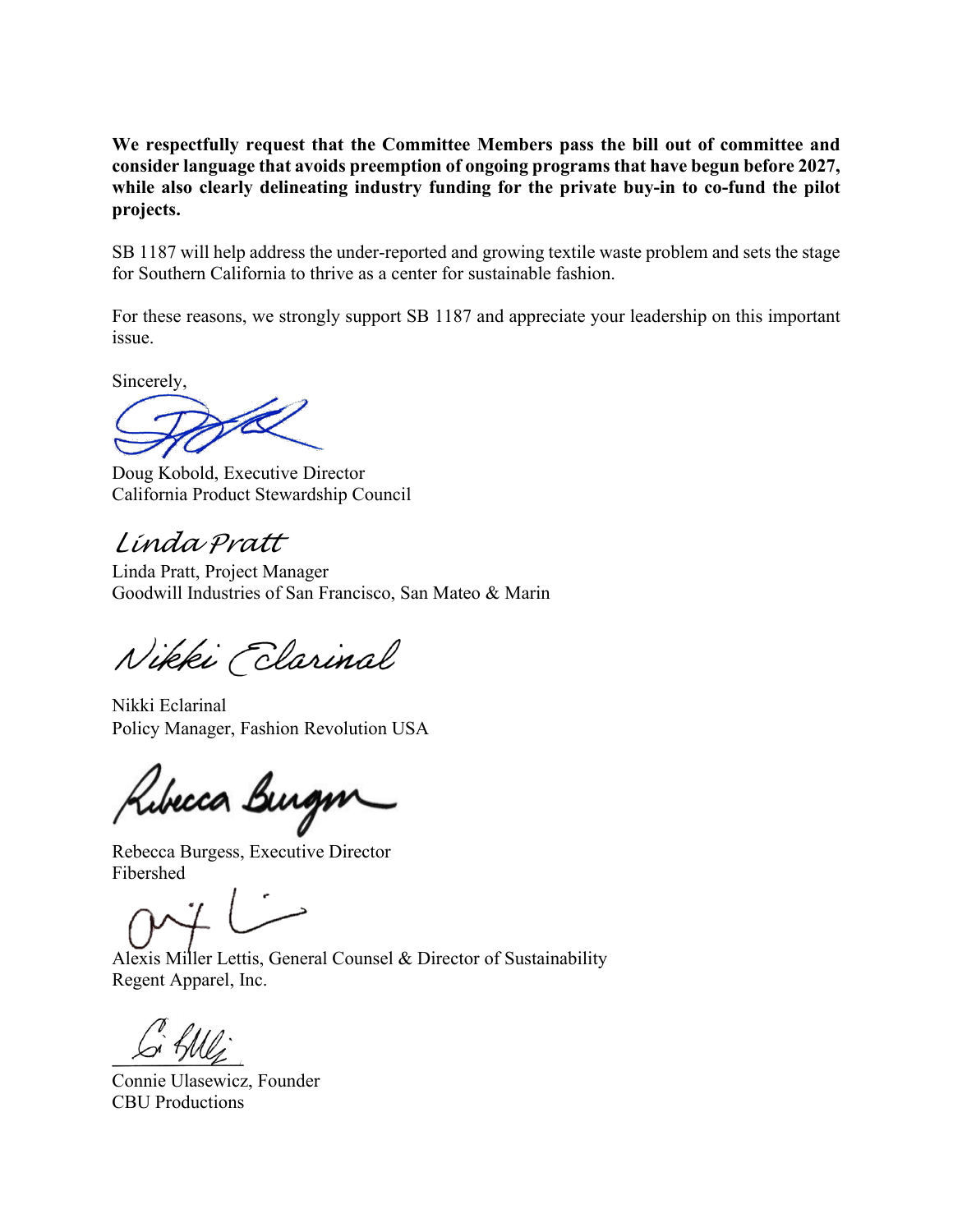**We respectfully request that the Committee Members pass the bill out of committee and consider language that avoids preemption of ongoing programs that have begun before 2027, while also clearly delineating industry funding for the private buy-in to co-fund the pilot projects.**

SB 1187 will help address the under-reported and growing textile waste problem and sets the stage for Southern California to thrive as a center for sustainable fashion.

For these reasons, we strongly support SB 1187 and appreciate your leadership on this important issue.

Sincerely,

Doug Kobold, Executive Director
California Product Stewardship Council

*Linda Pratt*

Linda Pratt, Project Manager
Goodwill Industries of San Francisco, San Mateo & Marin

*Nikki Eclarinal*

Nikki Eclarinal
Policy Manager, Fashion Revolution USA

Rebecca Burgess, Executive Director
Fibershed

Alexis Miller Lettis, General Counsel & Director of Sustainability
Regent Apparel, Inc.

Connie Ulasewicz, Founder
CBU Productions